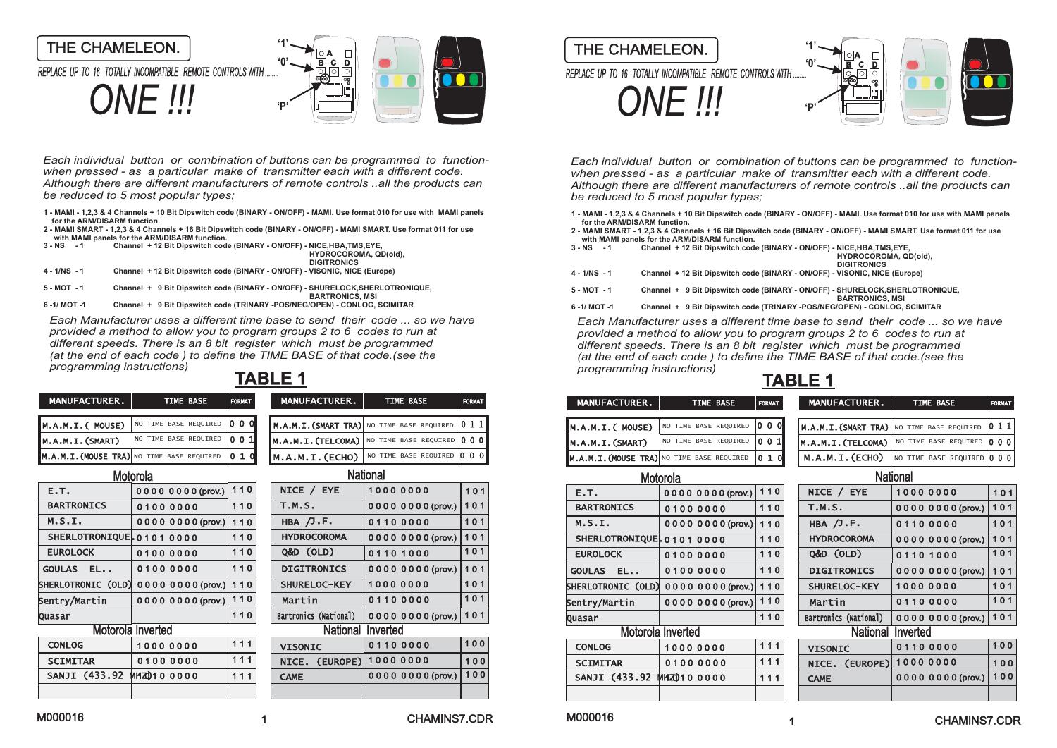THE CHAMELEON.

*REPLACE UP TO 16 TOTALLY INCOMPATIBLE REMOTE CONTROLS WITH .........*

# ONE !!!

'1'
'0'
'P'

A
B C D

*Each individual button or combination of buttons can be programmed to function- when pressed - as a particular make of transmitter each with a different code. Although there are different manufacturers of remote controls ..all the products can be reduced to 5 most popular types;*

**1 - MAMI - 1,2,3 & 4 Channels + 10 Bit Dipswitch code (BINARY - ON/OFF) - MAMI. Use format 010 for use with MAMI panels for the ARM/DISARM function.**
**2 - MAMI SMART - 1,2,3 & 4 Channels + 16 Bit Dipswitch code (BINARY - ON/OFF) - MAMI SMART. Use format 011 for use with MAMI panels for the ARM/DISARM function.**
**3 - NS - 1 Channel + 12 Bit Dipswitch code (BINARY - ON/OFF) - NICE,HBA,TMS,EYE, HYDROCOROMA, QD(old), DIGITRONICS**
**4 - 1/NS - 1 Channel + 12 Bit Dipswitch code (BINARY - ON/OFF) - VISONIC, NICE (Europe)**
**5 - MOT - 1 Channel + 9 Bit Dipswitch code (BINARY - ON/OFF) - SHURELOCK,SHERLOTRONIQUE, BARTRONICS, MSI**
**6 -1/ MOT -1 Channel + 9 Bit Dipswitch code (TRINARY -POS/NEG/OPEN) - CONLOG, SCIMITAR**

*Each Manufacturer uses a different time base to send their code ... so we have provided a method to allow you to program groups 2 to 6 codes to run at different speeds. There is an 8 bit register which must be programmed (at the end of each code ) to define the TIME BASE of that code.(see the programming instructions)*

## TABLE 1

| MANUFACTURER. | TIME BASE | FORMAT |
|---|---|---|
| M.A.M.I.( MOUSE) | NO TIME BASE REQUIRED | 0 0 0 |
| M.A.M.I.(SMART) | NO TIME BASE REQUIRED | 0 0 1 |
| M.A.M.I.(MOUSE TRA) | NO TIME BASE REQUIRED | 0 1 0 |
| **Motorola** | | |
| E.T. | 0000 0000 (prov.) | 110 |
| BARTRONICS | 0100 0000 | 110 |
| M.S.I. | 0000 0000 (prov.) | 110 |
| SHERLOTRONIQUE. | 0101 0000 | 110 |
| EUROLOCK | 0100 0000 | 110 |
| GOULAS EL.. | 0100 0000 | 110 |
| SHERLOTRONIC (OLD) | 0000 0000 (prov.) | 110 |
| Sentry/Martin | 0000 0000 (prov.) | 110 |
| Quasar | | 110 |
| **Motorola Inverted** | | |
| CONLOG | 1000 0000 | 111 |
| SCIMITAR | 0100 0000 | 111 |
| SANJI (433.92 MHZ) | 0010 0000 | 111 |
| | | |

| MANUFACTURER. | TIME BASE | FORMAT |
|---|---|---|
| M.A.M.I.(SMART TRA) | NO TIME BASE REQUIRED | 0 1 1 |
| M.A.M.I.(TELCOMA) | NO TIME BASE REQUIRED | 0 0 0 |
| M.A.M.I.(ECHO) | NO TIME BASE REQUIRED | 0 0 0 |
| **National** | | |
| NICE / EYE | 1000 0000 | 101 |
| T.M.S. | 0000 0000 (prov.) | 101 |
| HBA /J.F. | 0110 0000 | 101 |
| HYDROCOROMA | 0000 0000 (prov.) | 101 |
| Q&D (OLD) | 0110 1000 | 101 |
| DIGITRONICS | 0000 0000 (prov.) | 101 |
| SHURELOC-KEY | 1000 0000 | 101 |
| Martin | 0110 0000 | 101 |
| Bartronics (National) | 0000 0000 (prov.) | 101 |
| **National Inverted** | | |
| VISONIC | 0110 0000 | 100 |
| NICE. (EUROPE) | 1000 0000 | 100 |
| CAME | 0000 0000 (prov.) | 100 |
| | | |

M000016 CHAMINS7.CDR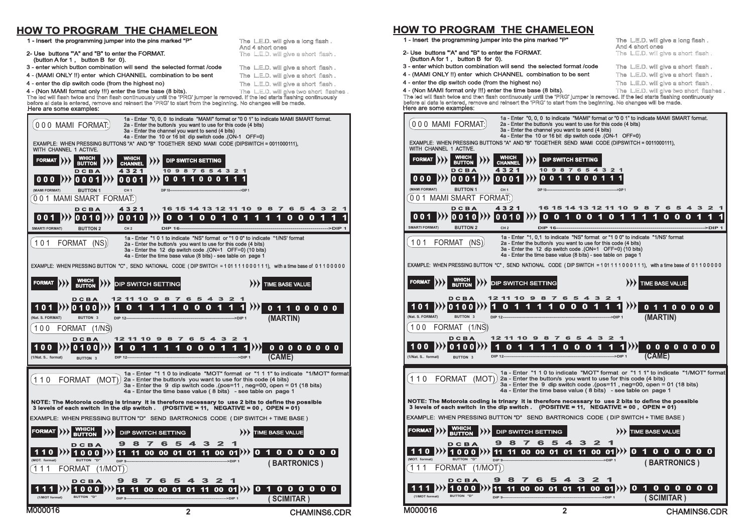# HOW TO PROGRAM THE CHAMELEON

| Step | LED |
|---|---|
| 1 - Insert the programming jumper into the pins marked "P" | The L.E.D. will give a long flash . And 4 short ones |
| 2- Use buttons "A" and "B" to enter the FORMAT. (button A for 1 , button B for 0). | The L.E.D. will give a short flash . |
| 3 - enter which button combination will send the selected format /code | The L.E.D. will give a short flash . |
| 4 - (MAMI ONLY !!) enter which CHANNEL combination to be sent | The L.E.D. will give a short flash . |
| 4 - enter the dip switch code (from the highest no) | The L.E.D. will give a short flash . |
| 4 - (Non MAMI format only !!!) enter the time base (8 bits). | The L.E.D. will give two short flashes . |

The led will flash twice and then flash continuously until the 'PRG' jumper is removed. If the led starts flashing continuously before al data is entered, remove and reinsert the 'PRG' to start from the beginning. No changes will be made.

Here are some examples:

## 0 0 0 MAMI FORMAT:

1a - Enter "0, 0, 0 to indicate "MAMI" format or "0 0 1" to indicate MAMI SMART format.
2a - Enter the button/s you want to use for this code (4 bits)
3a - Enter the channel you want to send (4 bits)
4a - Enter the 10 or 16 bit dip switch code .(ON-1 OFF=0)

EXAMPLE: WHEN PRESSING BUTTONS "A" AND "B" TOGETHER SEND MAMI CODE (DIPSWITCH = 0011000111), WITH CHANNEL 1 ACTIVE.

FORMAT ⟩⟩⟩ WHICH BUTTON ⟩⟩⟩ WHICH CHANNEL ⟩⟩⟩ DIP SWITCH SETTING

| FORMAT | WHICH BUTTON (D C B A) | WHICH CHANNEL (4 3 2 1) | DIP SWITCH SETTING (10 9 8 7 6 5 4 3 2 1) |
|---|---|---|---|
| 0 0 0 (MAMI FORMAT) | 0 0 0 1 (BUTTON 1) | 0 0 0 1 (CH 1) | 0 0 1 1 0 0 0 1 1 1 (DIP 10 ------> DIP 1) |

## 0 0 1 MAMI SMART FORMAT:

| FORMAT | WHICH BUTTON (D C B A) | WHICH CHANNEL (4 3 2 1) | DIP SWITCH SETTING (16 15 14 13 12 11 10 9 8 7 6 5 4 3 2 1) |
|---|---|---|---|
| 0 0 1 (SMARTI FORMAT) | 0 0 1 0 (BUTTON 2) | 0 0 1 0 (CH 2) | 0 0 1 0 0 1 0 1 1 1 1 0 0 0 1 1 (DIP 16 ------> DIP 1) |

## 1 0 1 FORMAT (NS)

1a - Enter "1 0 1 to indicate "NS" format or "1 0 0" to indicate "1/NS' format
2a - Enter the button/s you want to use for this code (4 bits)
3a - Enter the 12 dip switch code .(ON=1 OFF=0) (10 bits)
4a - Enter the time base value (8 bits) - see table on page 1

EXAMPLE: WHEN PRESSING BUTTON "C" , SEND NATIONAL CODE ( DIP SWITCH = 1 01 1 1 1 0 0 0 1 1 1), with a time base of 0 1 1 0 0 0 0 0

FORMAT ⟩⟩⟩ WHICH BUTTON ⟩⟩⟩ DIP SWITCH SETTING ⟩⟩⟩ TIME BASE VALUE

| FORMAT | WHICH BUTTON (D C B A) | DIP SWITCH SETTING (12 11 10 9 8 7 6 5 4 3 2 1) | TIME BASE VALUE |
|---|---|---|---|
| 1 0 1 (Nat. S. FORMAT) | 0 1 0 0 (BUTTON 3) | 1 0 1 1 1 1 0 0 0 1 1 1 (DIP 12 ------> DIP 1) | 0 1 1 0 0 0 0 0 (MARTIN) |

## 1 0 0 FORMAT (1/NS)

| FORMAT | WHICH BUTTON (D C B A) | DIP SWITCH SETTING (12 11 10 9 8 7 6 5 4 3 2 1) | TIME BASE VALUE |
|---|---|---|---|
| 1 0 0 (1/Nat. S.. format) | 0 1 0 0 (BUTTON 3) | 1 0 1 1 1 1 0 0 0 1 1 1 (DIP 12 ------> DIP 1) | 0 0 0 0 0 0 0 0 (CAME) |

## 1 1 0 FORMAT (MOT)

1a - Enter "1 1 0 to indicate "MOT" format or "1 1 1" to indicate "1/MOT" format
2a - Enter the button/s you want to use for this code (4 bits)
3a - Enter the 9 dip switch code .(pos=11 , neg=00, open = 01 (18 bits)
4a - Enter the time base value ( 8 bits) - see table on page 1

**NOTE: The Motorola coding is trinary it is therefore necessary to use 2 bits to define the possible 3 levels of each switch in the dip switch . (POSITIVE = 11, NEGATIVE = 00 , OPEN = 01)**

EXAMPLE: WHEN PRESSING BUTTON "D" SEND BARTRONICS CODE ( DIP SWITCH + TIME BASE )

FORMAT ⟩⟩⟩ WHICH BUTTON ⟩⟩⟩ DIP SWITCH SETTING ⟩⟩⟩ TIME BASE VALUE

| FORMAT | WHICH BUTTON (D C B A) | DIP SWITCH SETTING (9 8 7 6 5 4 3 2 1) | TIME BASE VALUE |
|---|---|---|---|
| 1 1 0 (MOT. format) | 1 0 0 0 (BUTTON "D") | 11 11 00 00 01 01 11 00 01 (DIP 9 ------> DIP 1) | 0 1 0 0 0 0 0 0 ( BARTRONICS ) |

## 1 1 1 FORMAT (1/MOT)

| FORMAT | WHICH BUTTON (D C B A) | DIP SWITCH SETTING (9 8 7 6 5 4 3 2 1) | TIME BASE VALUE |
|---|---|---|---|
| 1 1 1 (1/MOT format) | 1 0 0 0 (BUTTON "D") | 11 11 00 00 01 01 11 00 01 (DIP 9 ------> DIP 1) | 0 1 0 0 0 0 0 0 ( SCIMITAR ) |

# HOW TO PROGRAM THE CHAMELEON

| Step | LED |
|---|---|
| 1 - Insert the programming jumper into the pins marked "P" | The L.E.D. will give a long flash . And 4 short ones |
| 2- Use buttons "A" and "B" to enter the FORMAT. (button A for 1 , button B for 0). | The L.E.D. will give a short flash . |
| 3 - enter which button combination will send the selected format /code | The L.E.D. will give a short flash . |
| 4 - (MAMI ONLY !!) enter which CHANNEL combination to be sent | The L.E.D. will give a short flash . |
| 4 - enter the dip switch code (from the highest no) | The L.E.D. will give a short flash . |
| 4 - (Non MAMI format only !!!) enter the time base (8 bits). | The L.E.D. will give two short flashes . |

The led will flash twice and then flash continuously until the 'PRG' jumper is removed. If the led starts flashing continuously before al data is entered, remove and reinsert the 'PRG' to start from the beginning. No changes will be made.

Here are some examples:

## 0 0 0 MAMI FORMAT:

1a - Enter "0, 0, 0 to indicate "MAMI" format or "0 0 1" to indicate MAMI SMART format.
2a - Enter the button/s you want to use for this code (4 bits)
3a - Enter the channel you want to send (4 bits)
4a - Enter the 10 or 16 bit dip switch code .(ON-1 OFF=0)

EXAMPLE: WHEN PRESSING BUTTONS "A" AND "B" TOGETHER SEND MAMI CODE (DIPSWITCH = 0011000111), WITH CHANNEL 1 ACTIVE.

FORMAT ⟩⟩⟩ WHICH BUTTON ⟩⟩⟩ WHICH CHANNEL ⟩⟩⟩ DIP SWITCH SETTING

| FORMAT | WHICH BUTTON (D C B A) | WHICH CHANNEL (4 3 2 1) | DIP SWITCH SETTING (10 9 8 7 6 5 4 3 2 1) |
|---|---|---|---|
| 0 0 0 (MAMI FORMAT) | 0 0 0 1 (BUTTON 1) | 0 0 0 1 (CH 1) | 0 0 1 1 0 0 0 1 1 1 (DIP 10 ------> DIP 1) |

## 0 0 1 MAMI SMART FORMAT:

| FORMAT | WHICH BUTTON (D C B A) | WHICH CHANNEL (4 3 2 1) | DIP SWITCH SETTING (16 15 14 13 12 11 10 9 8 7 6 5 4 3 2 1) |
|---|---|---|---|
| 0 0 1 (SMARTI FORMAT) | 0 0 1 0 (BUTTON 2) | 0 0 1 0 (CH 2) | 0 0 1 0 0 1 0 1 1 1 1 0 0 0 1 1 (DIP 16 ------> DIP 1) |

## 1 0 1 FORMAT (NS)

1a - Enter "1, 0,1 to indicate "NS" format or "1 0 0" to indicate "1/NS' format
2a - Enter the button/s you want to use for this code (4 bits)
3a - Enter the 12 dip switch code .(ON=1 OFF=0) (10 bits)
4a - Enter the time base value (8 bits) - see table on page 1

EXAMPLE: WHEN PRESSING BUTTON "C" , SEND NATIONAL CODE ( DIP SWITCH = 1 01 1 1 1 0 0 0 1 1 1), with a time base of 0 1 1 0 0 0 0 0

FORMAT ⟩⟩⟩ WHICH BUTTON ⟩⟩⟩ DIP SWITCH SETTING ⟩⟩⟩ TIME BASE VALUE

| FORMAT | WHICH BUTTON (D C B A) | DIP SWITCH SETTING (12 11 10 9 8 7 6 5 4 3 2 1) | TIME BASE VALUE |
|---|---|---|---|
| 1 0 1 (Nat. S. FORMAT) | 0 1 0 0 (BUTTON 3) | 1 0 1 1 1 1 0 0 0 1 1 1 (DIP 12 ------> DIP 1) | 0 1 1 0 0 0 0 0 (MARTIN) |

## 1 0 0 FORMAT (1/NS)

| FORMAT | WHICH BUTTON (D C B A) | DIP SWITCH SETTING (12 11 10 9 8 7 6 5 4 3 2 1) | TIME BASE VALUE |
|---|---|---|---|
| 1 0 0 (1/Nat. S.. format) | 0 1 0 0 (BUTTON 3) | 1 0 1 1 1 1 0 0 0 1 1 1 (DIP 12 ------> DIP 1) | 0 0 0 0 0 0 0 0 (CAME) |

## 1 1 0 FORMAT (MOT)

1a - Enter "1 1 0 to indicate "MOT" format or "1 1 1" to indicate "1/MOT" format
2a - Enter the button/s you want to use for this code (4 bits)
3a - Enter the 9 dip switch code .(pos=11 , neg=00, open = 01 (18 bits)
4a - Enter the time base value ( 8 bits) - see table on page 1

**NOTE: The Motorola coding is trinary it is therefore necessary to use 2 bits to define the possible 3 levels of each switch in the dip switch . (POSITIVE = 11, NEGATIVE = 00 , OPEN = 01)**

EXAMPLE: WHEN PRESSING BUTTON "D" SEND BARTRONICS CODE ( DIP SWITCH + TIME BASE )

FORMAT ⟩⟩⟩ WHICH BUTTON ⟩⟩⟩ DIP SWITCH SETTING ⟩⟩⟩ TIME BASE VALUE

| FORMAT | WHICH BUTTON (D C B A) | DIP SWITCH SETTING (9 8 7 6 5 4 3 2 1) | TIME BASE VALUE |
|---|---|---|---|
| 1 1 0 (MOT. format) | 1 0 0 0 (BUTTON "D") | 11 11 00 00 01 01 11 00 01 (DIP 9 ------> DIP 1) | 0 1 0 0 0 0 0 0 ( BARTRONICS ) |

## 1 1 1 FORMAT (1/MOT)

| FORMAT | WHICH BUTTON (D C B A) | DIP SWITCH SETTING (9 8 7 6 5 4 3 2 1) | TIME BASE VALUE |
|---|---|---|---|
| 1 1 1 (1/MOT format) | 1 0 0 0 (BUTTON "D") | 11 11 00 00 01 01 11 00 01 (DIP 9 ------> DIP 1) | 0 1 0 0 0 0 0 0 ( SCIMITAR ) |